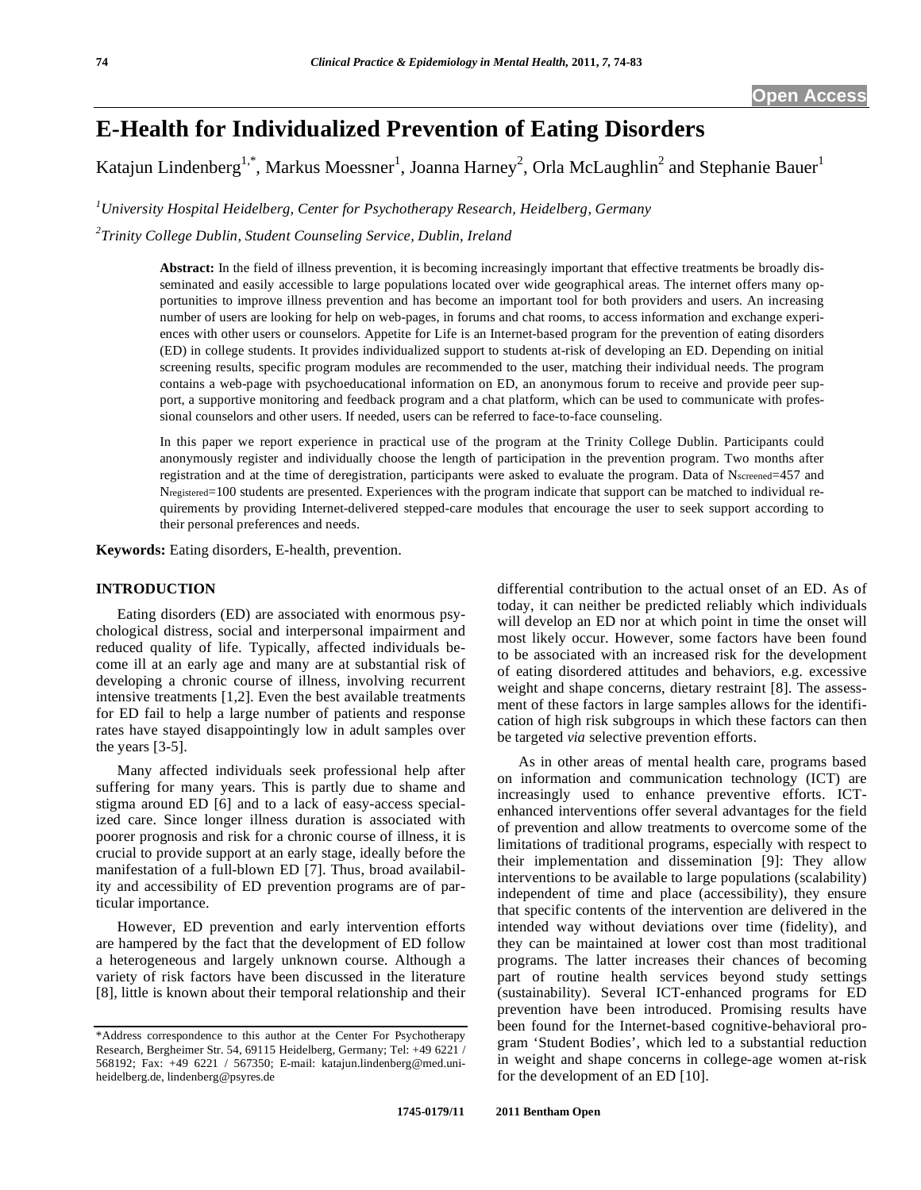Open Access

# E-Health for Individualized Prevention of Eating Disorders

Katajun Lindenberg[1,*], Markus Moessner[1], Joanna Harney[2], Orla McLaughlin[2] and Stephanie Bauer[1]

[1]*University Hospital Heidelberg, Center for Psychotherapy Research, Heidelberg, Germany*

[2]*Trinity College Dublin, Student Counseling Service, Dublin, Ireland*

**Abstract:** In the field of illness prevention, it is becoming increasingly important that effective treatments be broadly disseminated and easily accessible to large populations located over wide geographical areas. The internet offers many opportunities to improve illness prevention and has become an important tool for both providers and users. An increasing number of users are looking for help on web-pages, in forums and chat rooms, to access information and exchange experiences with other users or counselors. Appetite for Life is an Internet-based program for the prevention of eating disorders (ED) in college students. It provides individualized support to students at-risk of developing an ED. Depending on initial screening results, specific program modules are recommended to the user, matching their individual needs. The program contains a web-page with psychoeducational information on ED, an anonymous forum to receive and provide peer support, a supportive monitoring and feedback program and a chat platform, which can be used to communicate with professional counselors and other users. If needed, users can be referred to face-to-face counseling.

In this paper we report experience in practical use of the program at the Trinity College Dublin. Participants could anonymously register and individually choose the length of participation in the prevention program. Two months after registration and at the time of deregistration, participants were asked to evaluate the program. Data of $N_{screened}$=457 and $N_{registered}$=100 students are presented. Experiences with the program indicate that support can be matched to individual requirements by providing Internet-delivered stepped-care modules that encourage the user to seek support according to their personal preferences and needs.

**Keywords:** Eating disorders, E-health, prevention.

## INTRODUCTION

Eating disorders (ED) are associated with enormous psychological distress, social and interpersonal impairment and reduced quality of life. Typically, affected individuals become ill at an early age and many are at substantial risk of developing a chronic course of illness, involving recurrent intensive treatments [1,2]. Even the best available treatments for ED fail to help a large number of patients and response rates have stayed disappointingly low in adult samples over the years [3-5].

Many affected individuals seek professional help after suffering for many years. This is partly due to shame and stigma around ED [6] and to a lack of easy-access specialized care. Since longer illness duration is associated with poorer prognosis and risk for a chronic course of illness, it is crucial to provide support at an early stage, ideally before the manifestation of a full-blown ED [7]. Thus, broad availability and accessibility of ED prevention programs are of particular importance.

However, ED prevention and early intervention efforts are hampered by the fact that the development of ED follow a heterogeneous and largely unknown course. Although a variety of risk factors have been discussed in the literature [8], little is known about their temporal relationship and their differential contribution to the actual onset of an ED. As of today, it can neither be predicted reliably which individuals will develop an ED nor at which point in time the onset will most likely occur. However, some factors have been found to be associated with an increased risk for the development of eating disordered attitudes and behaviors, e.g. excessive weight and shape concerns, dietary restraint [8]. The assessment of these factors in large samples allows for the identification of high risk subgroups in which these factors can then be targeted *via* selective prevention efforts.

As in other areas of mental health care, programs based on information and communication technology (ICT) are increasingly used to enhance preventive efforts. ICT-enhanced interventions offer several advantages for the field of prevention and allow treatments to overcome some of the limitations of traditional programs, especially with respect to their implementation and dissemination [9]: They allow interventions to be available to large populations (scalability) independent of time and place (accessibility), they ensure that specific contents of the intervention are delivered in the intended way without deviations over time (fidelity), and they can be maintained at lower cost than most traditional programs. The latter increases their chances of becoming part of routine health services beyond study settings (sustainability). Several ICT-enhanced programs for ED prevention have been introduced. Promising results have been found for the Internet-based cognitive-behavioral program 'Student Bodies', which led to a substantial reduction in weight and shape concerns in college-age women at-risk for the development of an ED [10].

*Address correspondence to this author at the Center For Psychotherapy Research, Bergheimer Str. 54, 69115 Heidelberg, Germany; Tel: +49 6221 / 568192; Fax: +49 6221 / 567350; E-mail: katajun.lindenberg@med.uni-heidelberg.de, lindenberg@psyres.de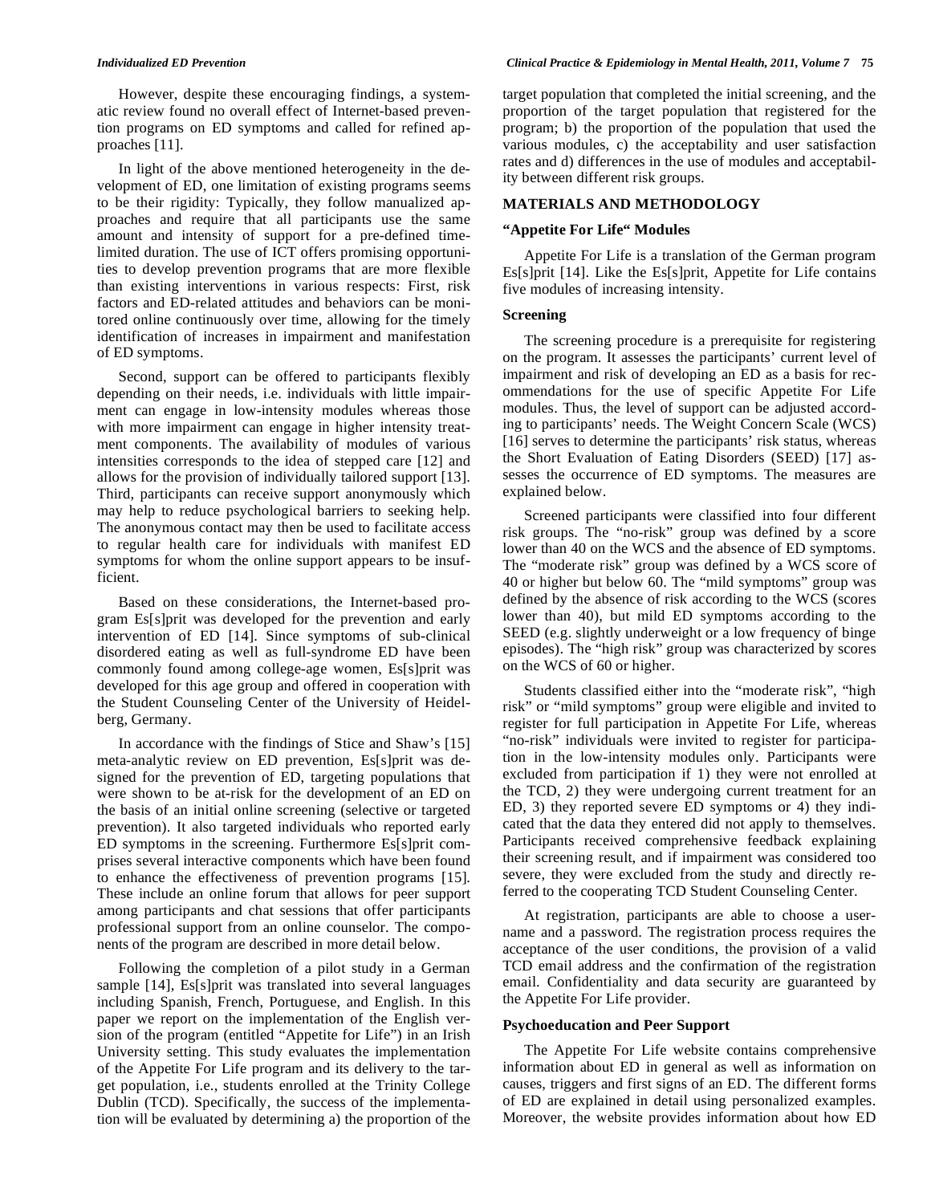However, despite these encouraging findings, a systematic review found no overall effect of Internet-based prevention programs on ED symptoms and called for refined approaches [11].

In light of the above mentioned heterogeneity in the development of ED, one limitation of existing programs seems to be their rigidity: Typically, they follow manualized approaches and require that all participants use the same amount and intensity of support for a pre-defined time-limited duration. The use of ICT offers promising opportunities to develop prevention programs that are more flexible than existing interventions in various respects: First, risk factors and ED-related attitudes and behaviors can be monitored online continuously over time, allowing for the timely identification of increases in impairment and manifestation of ED symptoms.

Second, support can be offered to participants flexibly depending on their needs, i.e. individuals with little impairment can engage in low-intensity modules whereas those with more impairment can engage in higher intensity treatment components. The availability of modules of various intensities corresponds to the idea of stepped care [12] and allows for the provision of individually tailored support [13]. Third, participants can receive support anonymously which may help to reduce psychological barriers to seeking help. The anonymous contact may then be used to facilitate access to regular health care for individuals with manifest ED symptoms for whom the online support appears to be insufficient.

Based on these considerations, the Internet-based program Es[s]prit was developed for the prevention and early intervention of ED [14]. Since symptoms of sub-clinical disordered eating as well as full-syndrome ED have been commonly found among college-age women, Es[s]prit was developed for this age group and offered in cooperation with the Student Counseling Center of the University of Heidelberg, Germany.

In accordance with the findings of Stice and Shaw's [15] meta-analytic review on ED prevention, Es[s]prit was designed for the prevention of ED, targeting populations that were shown to be at-risk for the development of an ED on the basis of an initial online screening (selective or targeted prevention). It also targeted individuals who reported early ED symptoms in the screening. Furthermore Es[s]prit comprises several interactive components which have been found to enhance the effectiveness of prevention programs [15]. These include an online forum that allows for peer support among participants and chat sessions that offer participants professional support from an online counselor. The components of the program are described in more detail below.

Following the completion of a pilot study in a German sample [14], Es[s]prit was translated into several languages including Spanish, French, Portuguese, and English. In this paper we report on the implementation of the English version of the program (entitled "Appetite for Life") in an Irish University setting. This study evaluates the implementation of the Appetite For Life program and its delivery to the target population, i.e., students enrolled at the Trinity College Dublin (TCD). Specifically, the success of the implementation will be evaluated by determining a) the proportion of the target population that completed the initial screening, and the proportion of the target population that registered for the program; b) the proportion of the population that used the various modules, c) the acceptability and user satisfaction rates and d) differences in the use of modules and acceptability between different risk groups.

## MATERIALS AND METHODOLOGY

### "Appetite For Life" Modules

Appetite For Life is a translation of the German program Es[s]prit [14]. Like the Es[s]prit, Appetite for Life contains five modules of increasing intensity.

### Screening

The screening procedure is a prerequisite for registering on the program. It assesses the participants' current level of impairment and risk of developing an ED as a basis for recommendations for the use of specific Appetite For Life modules. Thus, the level of support can be adjusted according to participants' needs. The Weight Concern Scale (WCS) [16] serves to determine the participants' risk status, whereas the Short Evaluation of Eating Disorders (SEED) [17] assesses the occurrence of ED symptoms. The measures are explained below.

Screened participants were classified into four different risk groups. The "no-risk" group was defined by a score lower than 40 on the WCS and the absence of ED symptoms. The "moderate risk" group was defined by a WCS score of 40 or higher but below 60. The "mild symptoms" group was defined by the absence of risk according to the WCS (scores lower than 40), but mild ED symptoms according to the SEED (e.g. slightly underweight or a low frequency of binge episodes). The "high risk" group was characterized by scores on the WCS of 60 or higher.

Students classified either into the "moderate risk", "high risk" or "mild symptoms" group were eligible and invited to register for full participation in Appetite For Life, whereas "no-risk" individuals were invited to register for participation in the low-intensity modules only. Participants were excluded from participation if 1) they were not enrolled at the TCD, 2) they were undergoing current treatment for an ED, 3) they reported severe ED symptoms or 4) they indicated that the data they entered did not apply to themselves. Participants received comprehensive feedback explaining their screening result, and if impairment was considered too severe, they were excluded from the study and directly referred to the cooperating TCD Student Counseling Center.

At registration, participants are able to choose a username and a password. The registration process requires the acceptance of the user conditions, the provision of a valid TCD email address and the confirmation of the registration email. Confidentiality and data security are guaranteed by the Appetite For Life provider.

### Psychoeducation and Peer Support

The Appetite For Life website contains comprehensive information about ED in general as well as information on causes, triggers and first signs of an ED. The different forms of ED are explained in detail using personalized examples. Moreover, the website provides information about how ED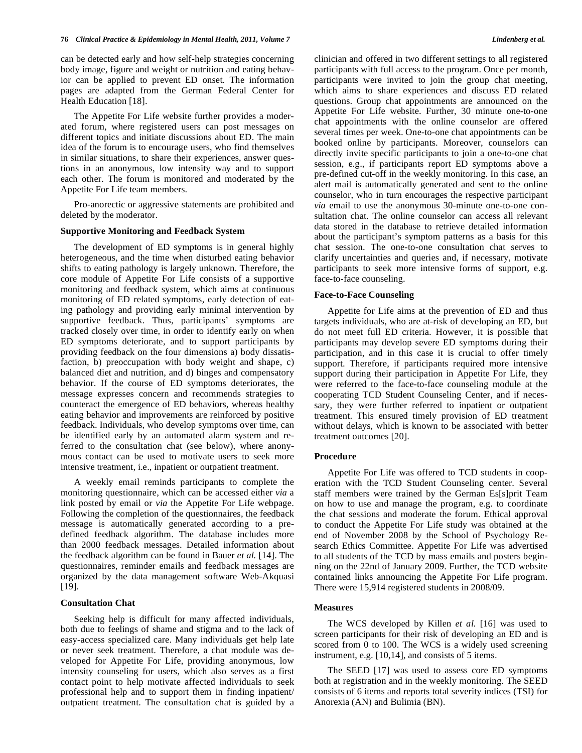can be detected early and how self-help strategies concerning body image, figure and weight or nutrition and eating behavior can be applied to prevent ED onset. The information pages are adapted from the German Federal Center for Health Education [18].

The Appetite For Life website further provides a moderated forum, where registered users can post messages on different topics and initiate discussions about ED. The main idea of the forum is to encourage users, who find themselves in similar situations, to share their experiences, answer questions in an anonymous, low intensity way and to support each other. The forum is monitored and moderated by the Appetite For Life team members.

Pro-anorectic or aggressive statements are prohibited and deleted by the moderator.

### Supportive Monitoring and Feedback System

The development of ED symptoms is in general highly heterogeneous, and the time when disturbed eating behavior shifts to eating pathology is largely unknown. Therefore, the core module of Appetite For Life consists of a supportive monitoring and feedback system, which aims at continuous monitoring of ED related symptoms, early detection of eating pathology and providing early minimal intervention by supportive feedback. Thus, participants' symptoms are tracked closely over time, in order to identify early on when ED symptoms deteriorate, and to support participants by providing feedback on the four dimensions a) body dissatisfaction, b) preoccupation with body weight and shape, c) balanced diet and nutrition, and d) binges and compensatory behavior. If the course of ED symptoms deteriorates, the message expresses concern and recommends strategies to counteract the emergence of ED behaviors, whereas healthy eating behavior and improvements are reinforced by positive feedback. Individuals, who develop symptoms over time, can be identified early by an automated alarm system and referred to the consultation chat (see below), where anonymous contact can be used to motivate users to seek more intensive treatment, i.e., inpatient or outpatient treatment.

A weekly email reminds participants to complete the monitoring questionnaire, which can be accessed either *via* a link posted by email or *via* the Appetite For Life webpage. Following the completion of the questionnaires, the feedback message is automatically generated according to a predefined feedback algorithm. The database includes more than 2000 feedback messages. Detailed information about the feedback algorithm can be found in Bauer *et al.* [14]. The questionnaires, reminder emails and feedback messages are organized by the data management software Web-Akquasi [19].

### Consultation Chat

Seeking help is difficult for many affected individuals, both due to feelings of shame and stigma and to the lack of easy-access specialized care. Many individuals get help late or never seek treatment. Therefore, a chat module was developed for Appetite For Life, providing anonymous, low intensity counseling for users, which also serves as a first contact point to help motivate affected individuals to seek professional help and to support them in finding inpatient/outpatient treatment. The consultation chat is guided by a clinician and offered in two different settings to all registered participants with full access to the program. Once per month, participants were invited to join the group chat meeting, which aims to share experiences and discuss ED related questions. Group chat appointments are announced on the Appetite For Life website. Further, 30 minute one-to-one chat appointments with the online counselor are offered several times per week. One-to-one chat appointments can be booked online by participants. Moreover, counselors can directly invite specific participants to join a one-to-one chat session, e.g., if participants report ED symptoms above a pre-defined cut-off in the weekly monitoring. In this case, an alert mail is automatically generated and sent to the online counselor, who in turn encourages the respective participant *via* email to use the anonymous 30-minute one-to-one consultation chat. The online counselor can access all relevant data stored in the database to retrieve detailed information about the participant's symptom patterns as a basis for this chat session. The one-to-one consultation chat serves to clarify uncertainties and queries and, if necessary, motivate participants to seek more intensive forms of support, e.g. face-to-face counseling.

### Face-to-Face Counseling

Appetite for Life aims at the prevention of ED and thus targets individuals, who are at-risk of developing an ED, but do not meet full ED criteria. However, it is possible that participants may develop severe ED symptoms during their participation, and in this case it is crucial to offer timely support. Therefore, if participants required more intensive support during their participation in Appetite For Life, they were referred to the face-to-face counseling module at the cooperating TCD Student Counseling Center, and if necessary, they were further referred to inpatient or outpatient treatment. This ensured timely provision of ED treatment without delays, which is known to be associated with better treatment outcomes [20].

### Procedure

Appetite For Life was offered to TCD students in cooperation with the TCD Student Counseling center. Several staff members were trained by the German Es[s]prit Team on how to use and manage the program, e.g. to coordinate the chat sessions and moderate the forum. Ethical approval to conduct the Appetite For Life study was obtained at the end of November 2008 by the School of Psychology Research Ethics Committee. Appetite For Life was advertised to all students of the TCD by mass emails and posters beginning on the 22nd of January 2009. Further, the TCD website contained links announcing the Appetite For Life program. There were 15,914 registered students in 2008/09.

### Measures

The WCS developed by Killen *et al.* [16] was used to screen participants for their risk of developing an ED and is scored from 0 to 100. The WCS is a widely used screening instrument, e.g. [10,14], and consists of 5 items.

The SEED [17] was used to assess core ED symptoms both at registration and in the weekly monitoring. The SEED consists of 6 items and reports total severity indices (TSI) for Anorexia (AN) and Bulimia (BN).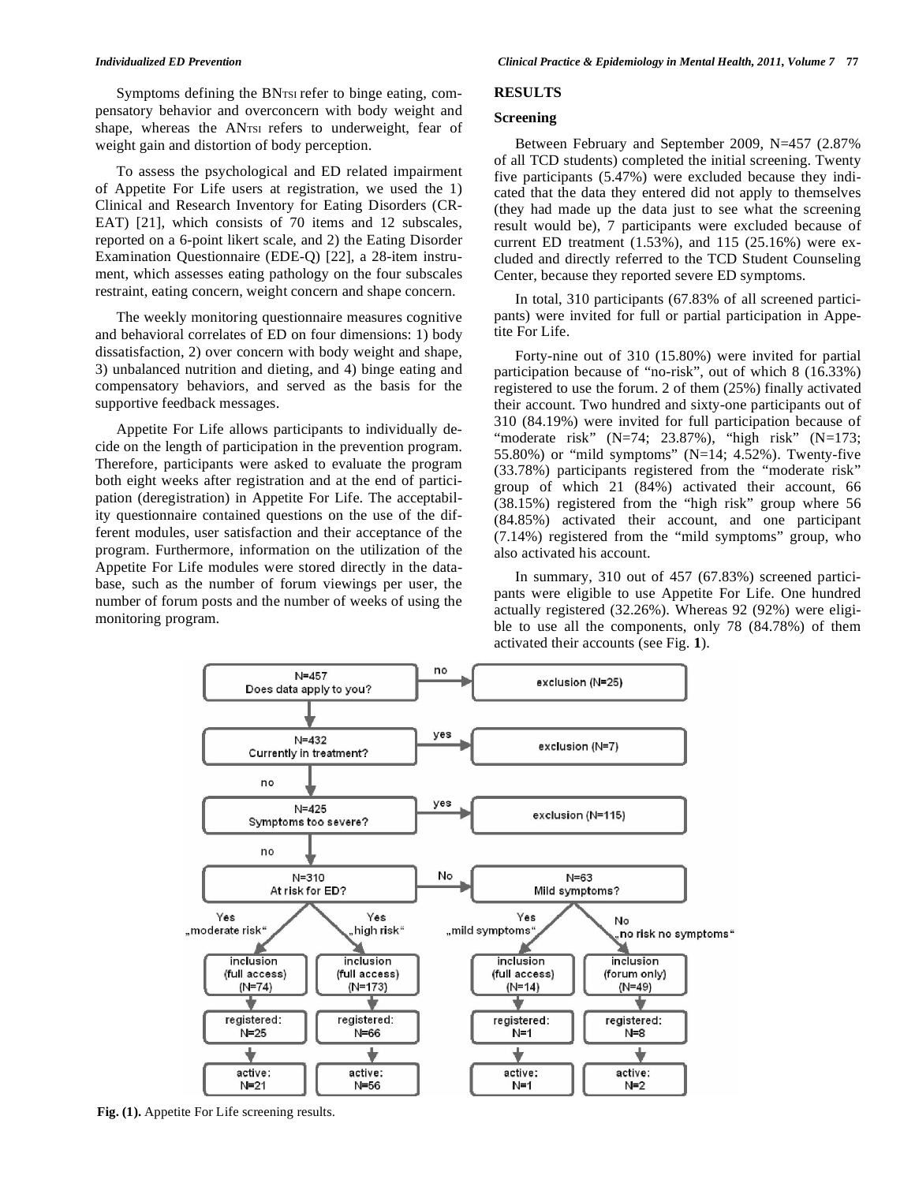Symptoms defining the $BN_{TSI}$ refer to binge eating, compensatory behavior and overconcern with body weight and shape, whereas the $AN_{TSI}$ refers to underweight, fear of weight gain and distortion of body perception.

To assess the psychological and ED related impairment of Appetite For Life users at registration, we used the 1) Clinical and Research Inventory for Eating Disorders (CR-EAT) [21], which consists of 70 items and 12 subscales, reported on a 6-point likert scale, and 2) the Eating Disorder Examination Questionnaire (EDE-Q) [22], a 28-item instrument, which assesses eating pathology on the four subscales restraint, eating concern, weight concern and shape concern.

The weekly monitoring questionnaire measures cognitive and behavioral correlates of ED on four dimensions: 1) body dissatisfaction, 2) over concern with body weight and shape, 3) unbalanced nutrition and dieting, and 4) binge eating and compensatory behaviors, and served as the basis for the supportive feedback messages.

Appetite For Life allows participants to individually decide on the length of participation in the prevention program. Therefore, participants were asked to evaluate the program both eight weeks after registration and at the end of participation (deregistration) in Appetite For Life. The acceptability questionnaire contained questions on the use of the different modules, user satisfaction and their acceptance of the program. Furthermore, information on the utilization of the Appetite For Life modules were stored directly in the database, such as the number of forum viewings per user, the number of forum posts and the number of weeks of using the monitoring program.

## RESULTS

### Screening

Between February and September 2009, N=457 (2.87% of all TCD students) completed the initial screening. Twenty five participants (5.47%) were excluded because they indicated that the data they entered did not apply to themselves (they had made up the data just to see what the screening result would be), 7 participants were excluded because of current ED treatment (1.53%), and 115 (25.16%) were excluded and directly referred to the TCD Student Counseling Center, because they reported severe ED symptoms.

In total, 310 participants (67.83% of all screened participants) were invited for full or partial participation in Appetite For Life.

Forty-nine out of 310 (15.80%) were invited for partial participation because of "no-risk", out of which 8 (16.33%) registered to use the forum. 2 of them (25%) finally activated their account. Two hundred and sixty-one participants out of 310 (84.19%) were invited for full participation because of "moderate risk" (N=74; 23.87%), "high risk" (N=173; 55.80%) or "mild symptoms" (N=14; 4.52%). Twenty-five (33.78%) participants registered from the "moderate risk" group of which 21 (84%) activated their account, 66 (38.15%) registered from the "high risk" group where 56 (84.85%) activated their account, and one participant (7.14%) registered from the "mild symptoms" group, who also activated his account.

In summary, 310 out of 457 (67.83%) screened participants were eligible to use Appetite For Life. One hundred actually registered (32.26%). Whereas 92 (92%) were eligible to use all the components, only 78 (84.78%) of them activated their accounts (see Fig. **1**).

**Fig. (1).** Appetite For Life screening results.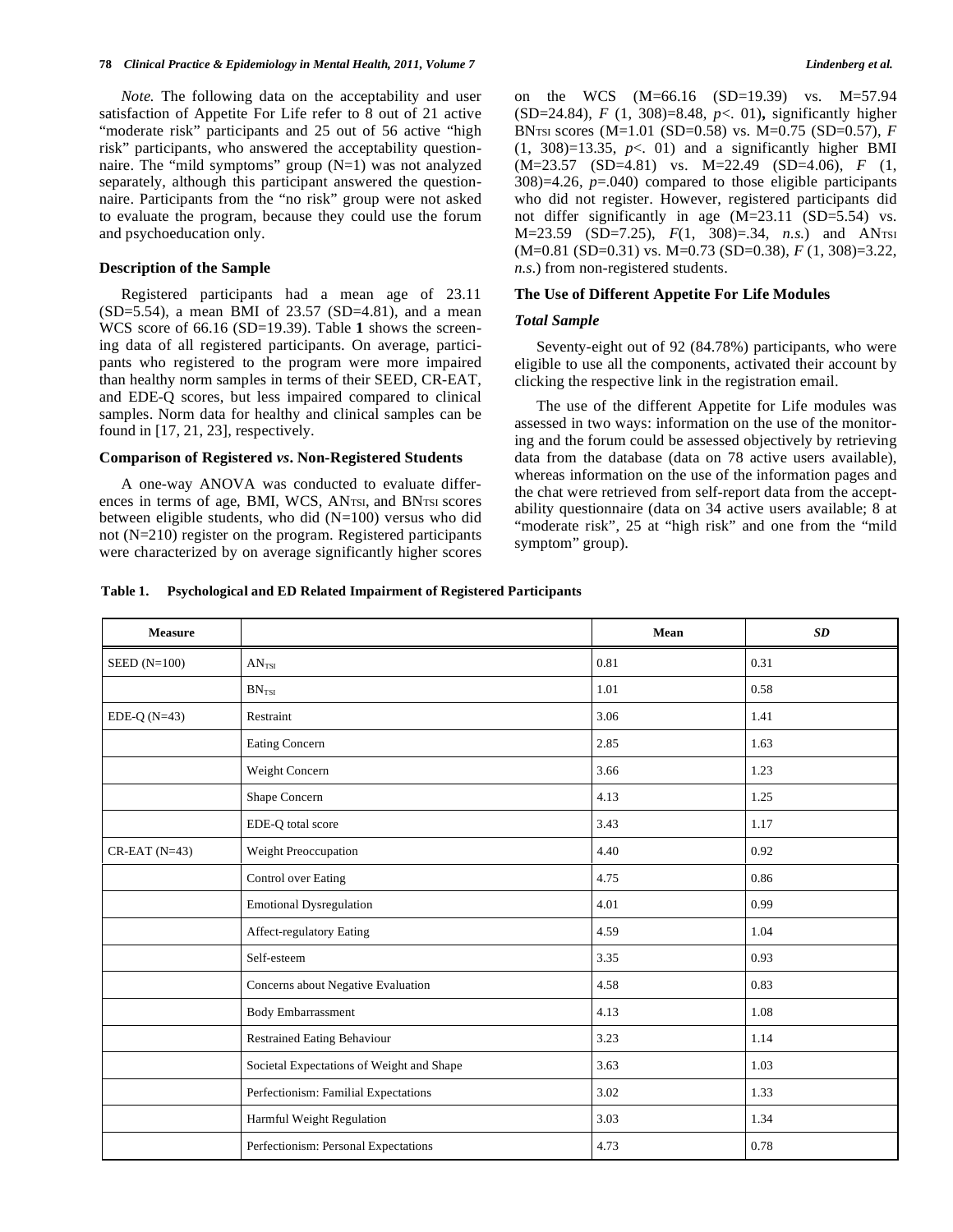*Note.* The following data on the acceptability and user satisfaction of Appetite For Life refer to 8 out of 21 active "moderate risk" participants and 25 out of 56 active "high risk" participants, who answered the acceptability questionnaire. The "mild symptoms" group (N=1) was not analyzed separately, although this participant answered the questionnaire. Participants from the "no risk" group were not asked to evaluate the program, because they could use the forum and psychoeducation only.

### Description of the Sample

Registered participants had a mean age of 23.11 (SD=5.54), a mean BMI of 23.57 (SD=4.81), and a mean WCS score of 66.16 (SD=19.39). Table **1** shows the screening data of all registered participants. On average, participants who registered to the program were more impaired than healthy norm samples in terms of their SEED, CR-EAT, and EDE-Q scores, but less impaired compared to clinical samples. Norm data for healthy and clinical samples can be found in [17, 21, 23], respectively.

### Comparison of Registered *vs*. Non-Registered Students

A one-way ANOVA was conducted to evaluate differences in terms of age, BMI, WCS, $AN_{TSI}$, and $BN_{TSI}$ scores between eligible students, who did (N=100) versus who did not (N=210) register on the program. Registered participants were characterized by on average significantly higher scores on the WCS (M=66.16 (SD=19.39) vs. M=57.94 (SD=24.84), $F$ (1, 308)=8.48, $p$<. 01), significantly higher $BN_{TSI}$ scores (M=1.01 (SD=0.58) vs. M=0.75 (SD=0.57), $F$ (1, 308)=13.35, $p$<. 01) and a significantly higher BMI (M=23.57 (SD=4.81) vs. M=22.49 (SD=4.06), $F$ (1, 308)=4.26, $p$=.040) compared to those eligible participants who did not register. However, registered participants did not differ significantly in age (M=23.11 (SD=5.54) vs. M=23.59 (SD=7.25), $F$(1, 308)=.34, *n.s.*) and $AN_{TSI}$ (M=0.81 (SD=0.31) vs. M=0.73 (SD=0.38), $F$ (1, 308)=3.22, *n.s.*) from non-registered students.

### The Use of Different Appetite For Life Modules

#### *Total Sample*

Seventy-eight out of 92 (84.78%) participants, who were eligible to use all the components, activated their account by clicking the respective link in the registration email.

The use of the different Appetite for Life modules was assessed in two ways: information on the use of the monitoring and the forum could be assessed objectively by retrieving data from the database (data on 78 active users available), whereas information on the use of the information pages and the chat were retrieved from self-report data from the acceptability questionnaire (data on 34 active users available; 8 at "moderate risk", 25 at "high risk" and one from the "mild symptom" group).

**Table 1. Psychological and ED Related Impairment of Registered Participants**

| Measure | | Mean | *SD* |
|---|---|---|---|
| SEED (N=100) | $AN_{TSI}$ | 0.81 | 0.31 |
| | $BN_{TSI}$ | 1.01 | 0.58 |
| EDE-Q (N=43) | Restraint | 3.06 | 1.41 |
| | Eating Concern | 2.85 | 1.63 |
| | Weight Concern | 3.66 | 1.23 |
| | Shape Concern | 4.13 | 1.25 |
| | EDE-Q total score | 3.43 | 1.17 |
| CR-EAT (N=43) | Weight Preoccupation | 4.40 | 0.92 |
| | Control over Eating | 4.75 | 0.86 |
| | Emotional Dysregulation | 4.01 | 0.99 |
| | Affect-regulatory Eating | 4.59 | 1.04 |
| | Self-esteem | 3.35 | 0.93 |
| | Concerns about Negative Evaluation | 4.58 | 0.83 |
| | Body Embarrassment | 4.13 | 1.08 |
| | Restrained Eating Behaviour | 3.23 | 1.14 |
| | Societal Expectations of Weight and Shape | 3.63 | 1.03 |
| | Perfectionism: Familial Expectations | 3.02 | 1.33 |
| | Harmful Weight Regulation | 3.03 | 1.34 |
| | Perfectionism: Personal Expectations | 4.73 | 0.78 |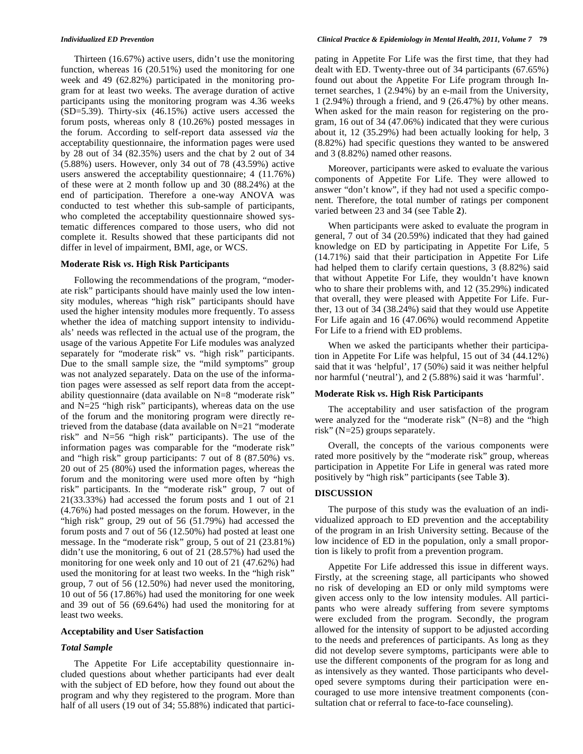Thirteen (16.67%) active users, didn't use the monitoring function, whereas 16 (20.51%) used the monitoring for one week and 49 (62.82%) participated in the monitoring program for at least two weeks. The average duration of active participants using the monitoring program was 4.36 weeks (SD=5.39). Thirty-six (46.15%) active users accessed the forum posts, whereas only 8 (10.26%) posted messages in the forum. According to self-report data assessed *via* the acceptability questionnaire, the information pages were used by 28 out of 34 (82.35%) users and the chat by 2 out of 34 (5.88%) users. However, only 34 out of 78 (43.59%) active users answered the acceptability questionnaire; 4 (11.76%) of these were at 2 month follow up and 30 (88.24%) at the end of participation. Therefore a one-way ANOVA was conducted to test whether this sub-sample of participants, who completed the acceptability questionnaire showed systematic differences compared to those users, who did not complete it. Results showed that these participants did not differ in level of impairment, BMI, age, or WCS.

### Moderate Risk *vs.* High Risk Participants

Following the recommendations of the program, "moderate risk" participants should have mainly used the low intensity modules, whereas "high risk" participants should have used the higher intensity modules more frequently. To assess whether the idea of matching support intensity to individuals' needs was reflected in the actual use of the program, the usage of the various Appetite For Life modules was analyzed separately for "moderate risk" vs. "high risk" participants. Due to the small sample size, the "mild symptoms" group was not analyzed separately. Data on the use of the information pages were assessed as self report data from the acceptability questionnaire (data available on N=8 "moderate risk" and N=25 "high risk" participants), whereas data on the use of the forum and the monitoring program were directly retrieved from the database (data available on N=21 "moderate risk" and N=56 "high risk" participants). The use of the information pages was comparable for the "moderate risk" and "high risk" group participants: 7 out of 8 (87.50%) vs. 20 out of 25 (80%) used the information pages, whereas the forum and the monitoring were used more often by "high risk" participants. In the "moderate risk" group, 7 out of 21(33.33%) had accessed the forum posts and 1 out of 21 (4.76%) had posted messages on the forum. However, in the "high risk" group, 29 out of 56 (51.79%) had accessed the forum posts and 7 out of 56 (12.50%) had posted at least one message. In the "moderate risk" group, 5 out of 21 (23.81%) didn't use the monitoring, 6 out of 21 (28.57%) had used the monitoring for one week only and 10 out of 21 (47.62%) had used the monitoring for at least two weeks. In the "high risk" group, 7 out of 56 (12.50%) had never used the monitoring, 10 out of 56 (17.86%) had used the monitoring for one week and 39 out of 56 (69.64%) had used the monitoring for at least two weeks.

### Acceptability and User Satisfaction

#### *Total Sample*

The Appetite For Life acceptability questionnaire included questions about whether participants had ever dealt with the subject of ED before, how they found out about the program and why they registered to the program. More than half of all users (19 out of 34; 55.88%) indicated that participating in Appetite For Life was the first time, that they had dealt with ED. Twenty-three out of 34 participants (67.65%) found out about the Appetite For Life program through Internet searches, 1 (2.94%) by an e-mail from the University, 1 (2.94%) through a friend, and 9 (26.47%) by other means. When asked for the main reason for registering on the program, 16 out of 34 (47.06%) indicated that they were curious about it, 12 (35.29%) had been actually looking for help, 3 (8.82%) had specific questions they wanted to be answered and 3 (8.82%) named other reasons.

Moreover, participants were asked to evaluate the various components of Appetite For Life. They were allowed to answer "don't know", if they had not used a specific component. Therefore, the total number of ratings per component varied between 23 and 34 (see Table **2**).

When participants were asked to evaluate the program in general, 7 out of 34 (20.59%) indicated that they had gained knowledge on ED by participating in Appetite For Life, 5 (14.71%) said that their participation in Appetite For Life had helped them to clarify certain questions, 3 (8.82%) said that without Appetite For Life, they wouldn't have known who to share their problems with, and 12 (35.29%) indicated that overall, they were pleased with Appetite For Life. Further, 13 out of 34 (38.24%) said that they would use Appetite For Life again and 16 (47.06%) would recommend Appetite For Life to a friend with ED problems.

When we asked the participants whether their participation in Appetite For Life was helpful, 15 out of 34 (44.12%) said that it was 'helpful', 17 (50%) said it was neither helpful nor harmful ('neutral'), and 2 (5.88%) said it was 'harmful'.

### Moderate Risk *vs.* High Risk Participants

The acceptability and user satisfaction of the program were analyzed for the "moderate risk" (N=8) and the "high risk" (N=25) groups separately.

Overall, the concepts of the various components were rated more positively by the "moderate risk" group, whereas participation in Appetite For Life in general was rated more positively by "high risk" participants (see Table **3**).

## DISCUSSION

The purpose of this study was the evaluation of an individualized approach to ED prevention and the acceptability of the program in an Irish University setting. Because of the low incidence of ED in the population, only a small proportion is likely to profit from a prevention program.

Appetite For Life addressed this issue in different ways. Firstly, at the screening stage, all participants who showed no risk of developing an ED or only mild symptoms were given access only to the low intensity modules. All participants who were already suffering from severe symptoms were excluded from the program. Secondly, the program allowed for the intensity of support to be adjusted according to the needs and preferences of participants. As long as they did not develop severe symptoms, participants were able to use the different components of the program for as long and as intensively as they wanted. Those participants who developed severe symptoms during their participation were encouraged to use more intensive treatment components (consultation chat or referral to face-to-face counseling).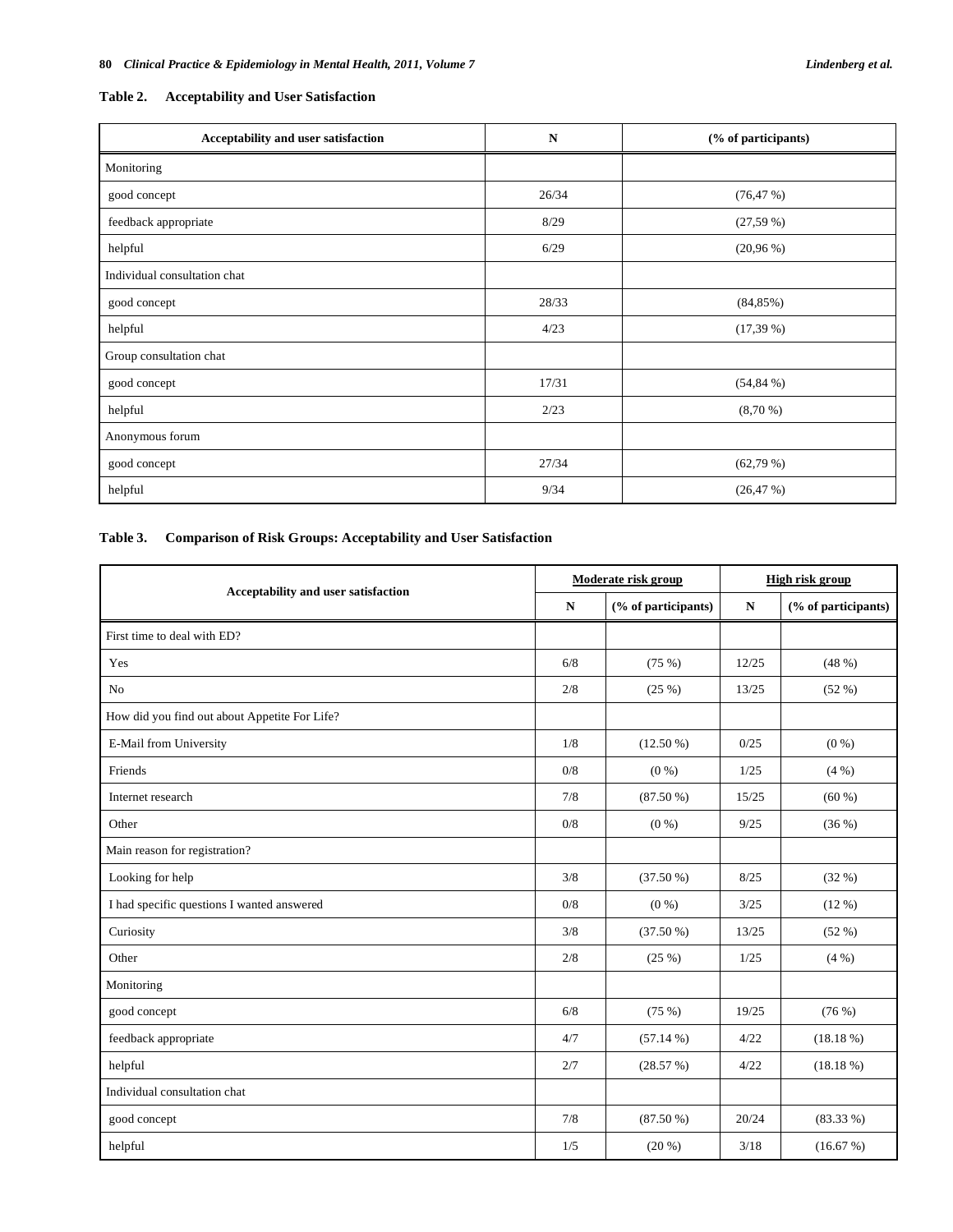**Table 2. Acceptability and User Satisfaction**

| Acceptability and user satisfaction | N | (% of participants) |
|---|---|---|
| Monitoring | | |
| good concept | 26/34 | (76,47 %) |
| feedback appropriate | 8/29 | (27,59 %) |
| helpful | 6/29 | (20,96 %) |
| Individual consultation chat | | |
| good concept | 28/33 | (84,85%) |
| helpful | 4/23 | (17,39 %) |
| Group consultation chat | | |
| good concept | 17/31 | (54,84 %) |
| helpful | 2/23 | (8,70 %) |
| Anonymous forum | | |
| good concept | 27/34 | (62,79 %) |
| helpful | 9/34 | (26,47 %) |

**Table 3. Comparison of Risk Groups: Acceptability and User Satisfaction**

| Acceptability and user satisfaction | Moderate risk group | | High risk group | |
|---|---|---|---|---|
| | N | (% of participants) | N | (% of participants) |
| First time to deal with ED? | | | | |
| Yes | 6/8 | (75 %) | 12/25 | (48 %) |
| No | 2/8 | (25 %) | 13/25 | (52 %) |
| How did you find out about Appetite For Life? | | | | |
| E-Mail from University | 1/8 | (12.50 %) | 0/25 | (0 %) |
| Friends | 0/8 | (0 %) | 1/25 | (4 %) |
| Internet research | 7/8 | (87.50 %) | 15/25 | (60 %) |
| Other | 0/8 | (0 %) | 9/25 | (36 %) |
| Main reason for registration? | | | | |
| Looking for help | 3/8 | (37.50 %) | 8/25 | (32 %) |
| I had specific questions I wanted answered | 0/8 | (0 %) | 3/25 | (12 %) |
| Curiosity | 3/8 | (37.50 %) | 13/25 | (52 %) |
| Other | 2/8 | (25 %) | 1/25 | (4 %) |
| Monitoring | | | | |
| good concept | 6/8 | (75 %) | 19/25 | (76 %) |
| feedback appropriate | 4/7 | (57.14 %) | 4/22 | (18.18 %) |
| helpful | 2/7 | (28.57 %) | 4/22 | (18.18 %) |
| Individual consultation chat | | | | |
| good concept | 7/8 | (87.50 %) | 20/24 | (83.33 %) |
| helpful | 1/5 | (20 %) | 3/18 | (16.67 %) |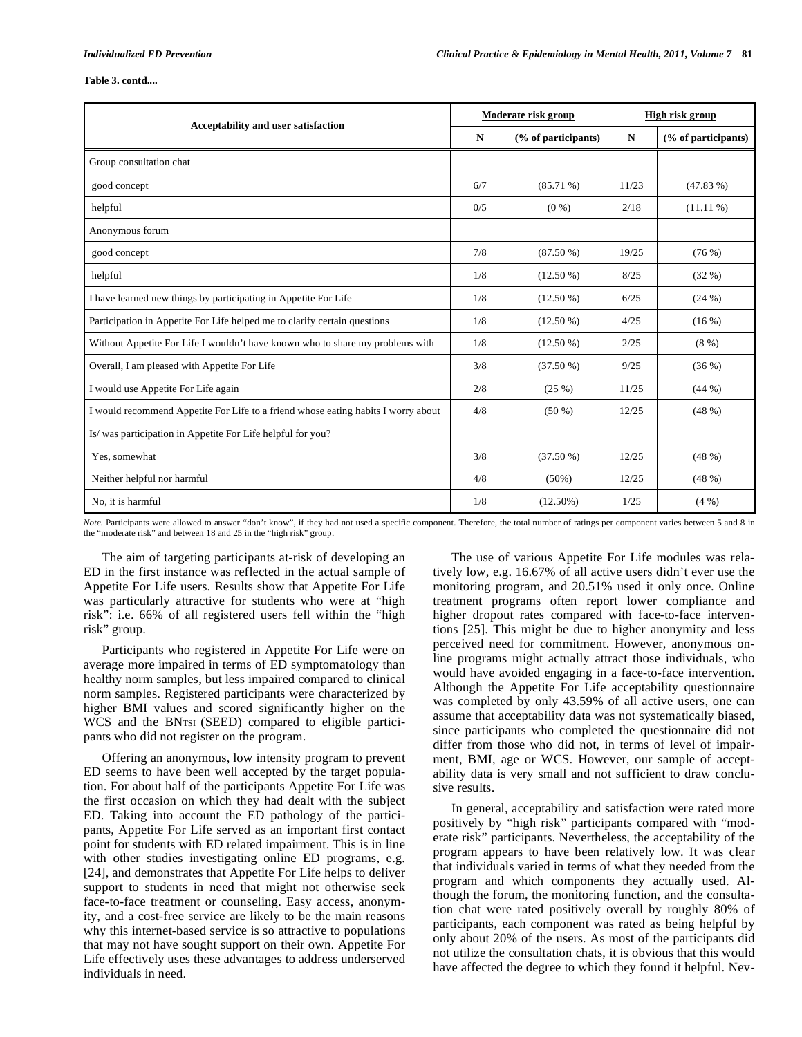**Table 3. contd....**

| Acceptability and user satisfaction | Moderate risk group | | High risk group | |
|---|---|---|---|---|
| | N | (% of participants) | N | (% of participants) |
| Group consultation chat | | | | |
| good concept | 6/7 | (85.71 %) | 11/23 | (47.83 %) |
| helpful | 0/5 | (0 %) | 2/18 | (11.11 %) |
| Anonymous forum | | | | |
| good concept | 7/8 | (87.50 %) | 19/25 | (76 %) |
| helpful | 1/8 | (12.50 %) | 8/25 | (32 %) |
| I have learned new things by participating in Appetite For Life | 1/8 | (12.50 %) | 6/25 | (24 %) |
| Participation in Appetite For Life helped me to clarify certain questions | 1/8 | (12.50 %) | 4/25 | (16 %) |
| Without Appetite For Life I wouldn't have known who to share my problems with | 1/8 | (12.50 %) | 2/25 | (8 %) |
| Overall, I am pleased with Appetite For Life | 3/8 | (37.50 %) | 9/25 | (36 %) |
| I would use Appetite For Life again | 2/8 | (25 %) | 11/25 | (44 %) |
| I would recommend Appetite For Life to a friend whose eating habits I worry about | 4/8 | (50 %) | 12/25 | (48 %) |
| Is/ was participation in Appetite For Life helpful for you? | | | | |
| Yes, somewhat | 3/8 | (37.50 %) | 12/25 | (48 %) |
| Neither helpful nor harmful | 4/8 | (50%) | 12/25 | (48 %) |
| No, it is harmful | 1/8 | (12.50%) | 1/25 | (4 %) |

*Note.* Participants were allowed to answer "don't know", if they had not used a specific component. Therefore, the total number of ratings per component varies between 5 and 8 in the "moderate risk" and between 18 and 25 in the "high risk" group.

The aim of targeting participants at-risk of developing an ED in the first instance was reflected in the actual sample of Appetite For Life users. Results show that Appetite For Life was particularly attractive for students who were at "high risk": i.e. 66% of all registered users fell within the "high risk" group.

Participants who registered in Appetite For Life were on average more impaired in terms of ED symptomatology than healthy norm samples, but less impaired compared to clinical norm samples. Registered participants were characterized by higher BMI values and scored significantly higher on the WCS and the $BN_{TSI}$ (SEED) compared to eligible participants who did not register on the program.

Offering an anonymous, low intensity program to prevent ED seems to have been well accepted by the target population. For about half of the participants Appetite For Life was the first occasion on which they had dealt with the subject ED. Taking into account the ED pathology of the participants, Appetite For Life served as an important first contact point for students with ED related impairment. This is in line with other studies investigating online ED programs, e.g. [24], and demonstrates that Appetite For Life helps to deliver support to students in need that might not otherwise seek face-to-face treatment or counseling. Easy access, anonymity, and a cost-free service are likely to be the main reasons why this internet-based service is so attractive to populations that may not have sought support on their own. Appetite For Life effectively uses these advantages to address underserved individuals in need.

The use of various Appetite For Life modules was relatively low, e.g. 16.67% of all active users didn't ever use the monitoring program, and 20.51% used it only once. Online treatment programs often report lower compliance and higher dropout rates compared with face-to-face interventions [25]. This might be due to higher anonymity and less perceived need for commitment. However, anonymous online programs might actually attract those individuals, who would have avoided engaging in a face-to-face intervention. Although the Appetite For Life acceptability questionnaire was completed by only 43.59% of all active users, one can assume that acceptability data was not systematically biased, since participants who completed the questionnaire did not differ from those who did not, in terms of level of impairment, BMI, age or WCS. However, our sample of acceptability data is very small and not sufficient to draw conclusive results.

In general, acceptability and satisfaction were rated more positively by "high risk" participants compared with "moderate risk" participants. Nevertheless, the acceptability of the program appears to have been relatively low. It was clear that individuals varied in terms of what they needed from the program and which components they actually used. Although the forum, the monitoring function, and the consultation chat were rated positively overall by roughly 80% of participants, each component was rated as being helpful by only about 20% of the users. As most of the participants did not utilize the consultation chats, it is obvious that this would have affected the degree to which they found it helpful. Nev-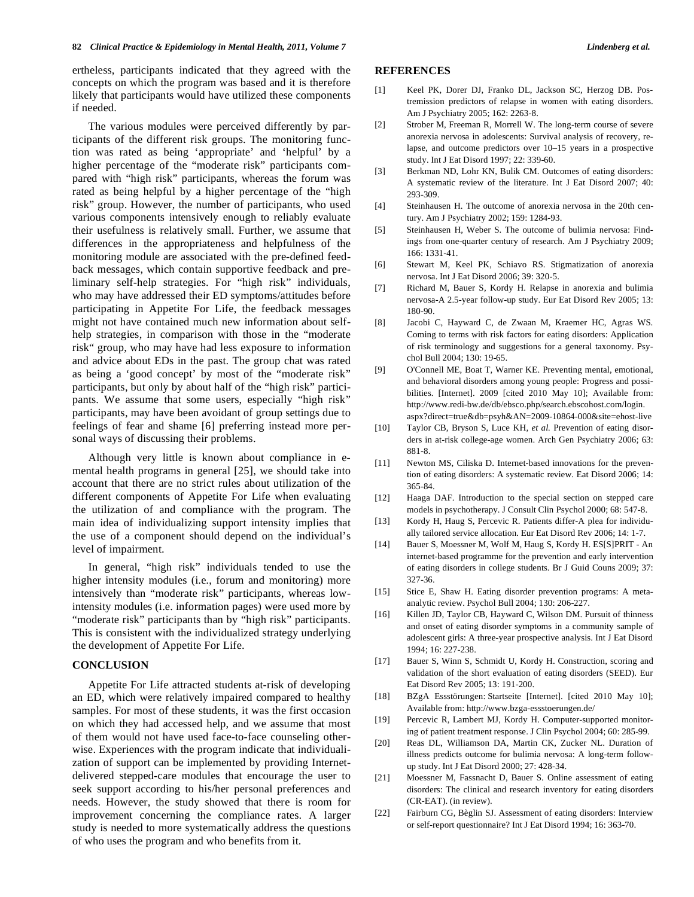ertheless, participants indicated that they agreed with the concepts on which the program was based and it is therefore likely that participants would have utilized these components if needed.

The various modules were perceived differently by participants of the different risk groups. The monitoring function was rated as being 'appropriate' and 'helpful' by a higher percentage of the "moderate risk" participants compared with "high risk" participants, whereas the forum was rated as being helpful by a higher percentage of the "high risk" group. However, the number of participants, who used various components intensively enough to reliably evaluate their usefulness is relatively small. Further, we assume that differences in the appropriateness and helpfulness of the monitoring module are associated with the pre-defined feedback messages, which contain supportive feedback and preliminary self-help strategies. For "high risk" individuals, who may have addressed their ED symptoms/attitudes before participating in Appetite For Life, the feedback messages might not have contained much new information about self-help strategies, in comparison with those in the "moderate risk" group, who may have had less exposure to information and advice about EDs in the past. The group chat was rated as being a 'good concept' by most of the "moderate risk" participants, but only by about half of the "high risk" participants. We assume that some users, especially "high risk" participants, may have been avoidant of group settings due to feelings of fear and shame [6] preferring instead more personal ways of discussing their problems.

Although very little is known about compliance in e-mental health programs in general [25], we should take into account that there are no strict rules about utilization of the different components of Appetite For Life when evaluating the utilization of and compliance with the program. The main idea of individualizing support intensity implies that the use of a component should depend on the individual's level of impairment.

In general, "high risk" individuals tended to use the higher intensity modules (i.e., forum and monitoring) more intensively than "moderate risk" participants, whereas low-intensity modules (i.e. information pages) were used more by "moderate risk" participants than by "high risk" participants. This is consistent with the individualized strategy underlying the development of Appetite For Life.

## CONCLUSION

Appetite For Life attracted students at-risk of developing an ED, which were relatively impaired compared to healthy samples. For most of these students, it was the first occasion on which they had accessed help, and we assume that most of them would not have used face-to-face counseling otherwise. Experiences with the program indicate that individualization of support can be implemented by providing Internet-delivered stepped-care modules that encourage the user to seek support according to his/her personal preferences and needs. However, the study showed that there is room for improvement concerning the compliance rates. A larger study is needed to more systematically address the questions of who uses the program and who benefits from it.

## REFERENCES

[1] Keel PK, Dorer DJ, Franko DL, Jackson SC, Herzog DB. Postremission predictors of relapse in women with eating disorders. Am J Psychiatry 2005; 162: 2263-8.

[2] Strober M, Freeman R, Morrell W. The long-term course of severe anorexia nervosa in adolescents: Survival analysis of recovery, relapse, and outcome predictors over 10–15 years in a prospective study. Int J Eat Disord 1997; 22: 339-60.

[3] Berkman ND, Lohr KN, Bulik CM. Outcomes of eating disorders: A systematic review of the literature. Int J Eat Disord 2007; 40: 293-309.

[4] Steinhausen H. The outcome of anorexia nervosa in the 20th century. Am J Psychiatry 2002; 159: 1284-93.

[5] Steinhausen H, Weber S. The outcome of bulimia nervosa: Findings from one-quarter century of research. Am J Psychiatry 2009; 166: 1331-41.

[6] Stewart M, Keel PK, Schiavo RS. Stigmatization of anorexia nervosa. Int J Eat Disord 2006; 39: 320-5.

[7] Richard M, Bauer S, Kordy H. Relapse in anorexia and bulimia nervosa-A 2.5-year follow-up study. Eur Eat Disord Rev 2005; 13: 180-90.

[8] Jacobi C, Hayward C, de Zwaan M, Kraemer HC, Agras WS. Coming to terms with risk factors for eating disorders: Application of risk terminology and suggestions for a general taxonomy. Psychol Bull 2004; 130: 19-65.

[9] O'Connell ME, Boat T, Warner KE. Preventing mental, emotional, and behavioral disorders among young people: Progress and possibilities. [Internet]. 2009 [cited 2010 May 10]; Available from: http://www.redi-bw.de/db/ebsco.php/search.ebscohost.com/login.aspx?direct=true&db=psyh&AN=2009-10864-000&site=ehost-live

[10] Taylor CB, Bryson S, Luce KH, *et al.* Prevention of eating disorders in at-risk college-age women. Arch Gen Psychiatry 2006; 63: 881-8.

[11] Newton MS, Ciliska D. Internet-based innovations for the prevention of eating disorders: A systematic review. Eat Disord 2006; 14: 365-84.

[12] Haaga DAF. Introduction to the special section on stepped care models in psychotherapy. J Consult Clin Psychol 2000; 68: 547-8.

[13] Kordy H, Haug S, Percevic R. Patients differ-A plea for individually tailored service allocation. Eur Eat Disord Rev 2006; 14: 1-7.

[14] Bauer S, Moessner M, Wolf M, Haug S, Kordy H. ES[S]PRIT - An internet-based programme for the prevention and early intervention of eating disorders in college students. Br J Guid Couns 2009; 37: 327-36.

[15] Stice E, Shaw H. Eating disorder prevention programs: A meta-analytic review. Psychol Bull 2004; 130: 206-227.

[16] Killen JD, Taylor CB, Hayward C, Wilson DM. Pursuit of thinness and onset of eating disorder symptoms in a community sample of adolescent girls: A three-year prospective analysis. Int J Eat Disord 1994; 16: 227-238.

[17] Bauer S, Winn S, Schmidt U, Kordy H. Construction, scoring and validation of the short evaluation of eating disorders (SEED). Eur Eat Disord Rev 2005; 13: 191-200.

[18] BZgA Essstörungen: Startseite [Internet]. [cited 2010 May 10]; Available from: http://www.bzga-essstoerungen.de/

[19] Percevic R, Lambert MJ, Kordy H. Computer-supported monitoring of patient treatment response. J Clin Psychol 2004; 60: 285-99.

[20] Reas DL, Williamson DA, Martin CK, Zucker NL. Duration of illness predicts outcome for bulimia nervosa: A long-term follow-up study. Int J Eat Disord 2000; 27: 428-34.

[21] Moessner M, Fassnacht D, Bauer S. Online assessment of eating disorders: The clinical and research inventory for eating disorders (CR-EAT). (in review).

[22] Fairburn CG, Bèglin SJ. Assessment of eating disorders: Interview or self-report questionnaire? Int J Eat Disord 1994; 16: 363-70.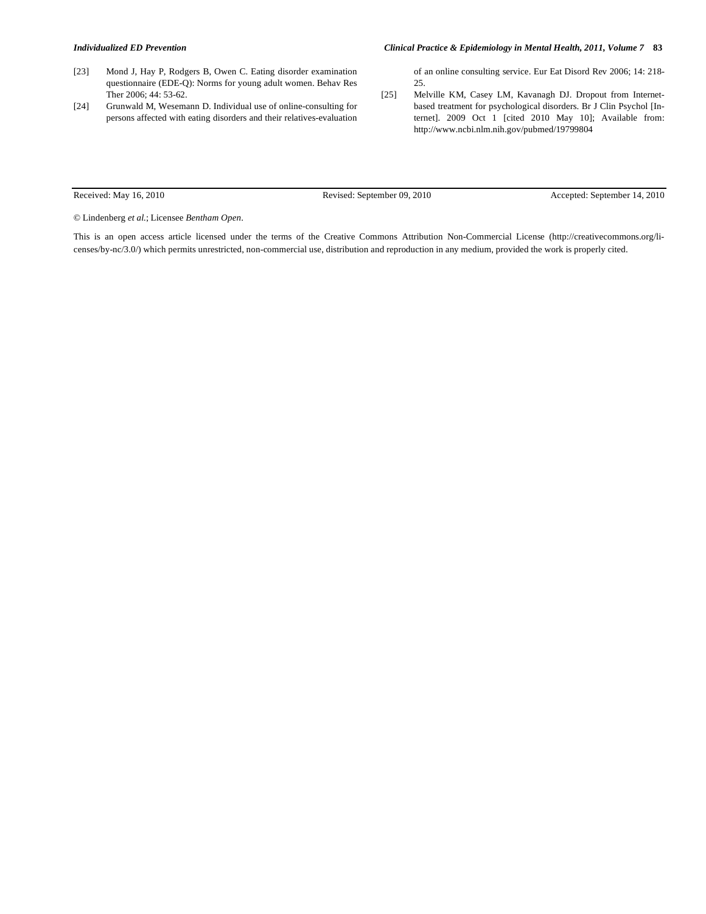[23] Mond J, Hay P, Rodgers B, Owen C. Eating disorder examination questionnaire (EDE-Q): Norms for young adult women. Behav Res Ther 2006; 44: 53-62.

[24] Grunwald M, Wesemann D. Individual use of online-consulting for persons affected with eating disorders and their relatives-evaluation of an online consulting service. Eur Eat Disord Rev 2006; 14: 218-25.

[25] Melville KM, Casey LM, Kavanagh DJ. Dropout from Internet-based treatment for psychological disorders. Br J Clin Psychol [Internet]. 2009 Oct 1 [cited 2010 May 10]; Available from: http://www.ncbi.nlm.nih.gov/pubmed/19799804

Received: May 16, 2010 Revised: September 09, 2010 Accepted: September 14, 2010

© Lindenberg *et al.*; Licensee *Bentham Open*.

This is an open access article licensed under the terms of the Creative Commons Attribution Non-Commercial License (http://creativecommons.org/licenses/by-nc/3.0/) which permits unrestricted, non-commercial use, distribution and reproduction in any medium, provided the work is properly cited.